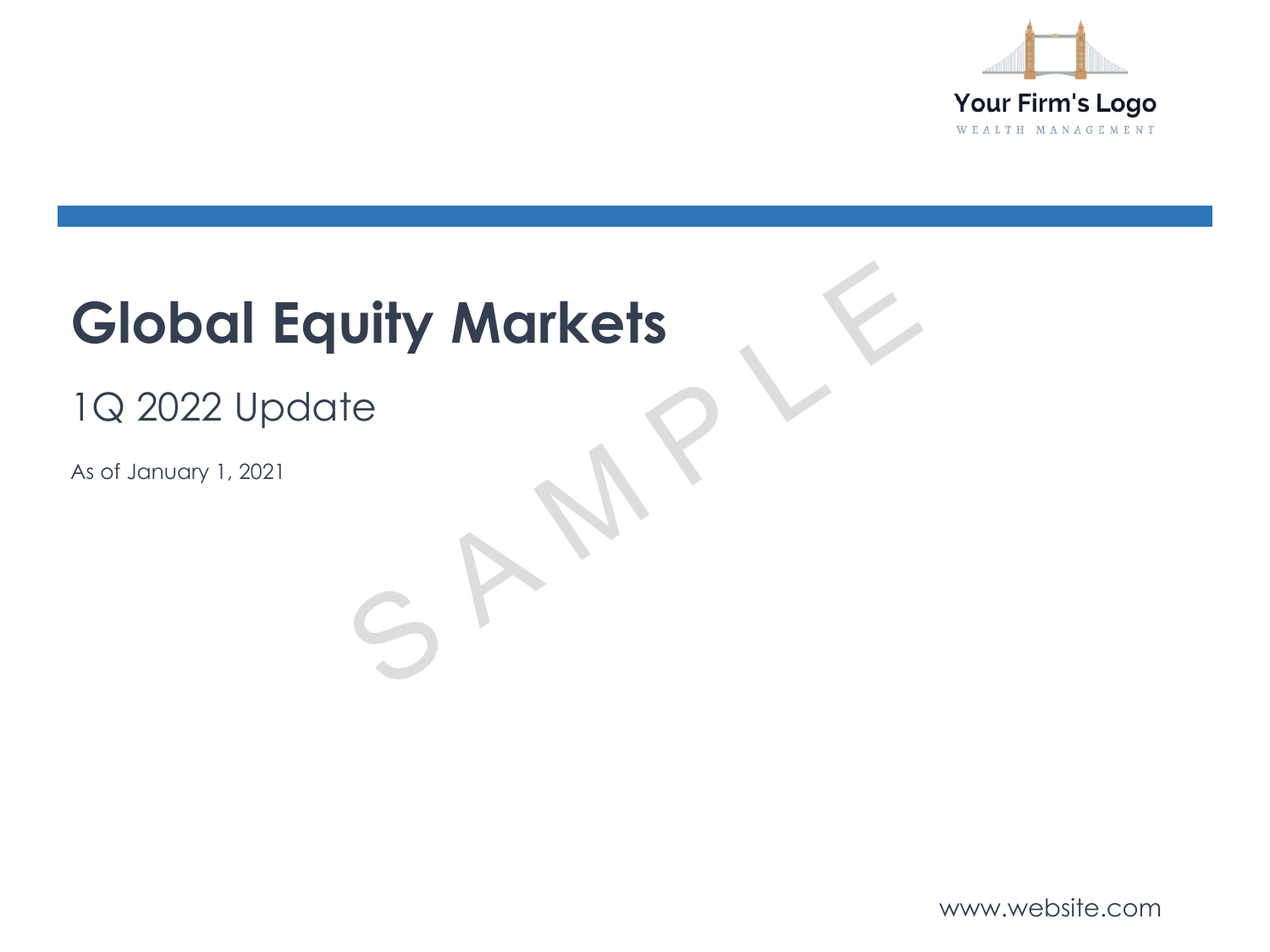Your Firm's Logo

WEALTH MANAGEMENT

# Global Equity Markets

## 1Q 2022 Update

As of January 1, 2021

www.website.com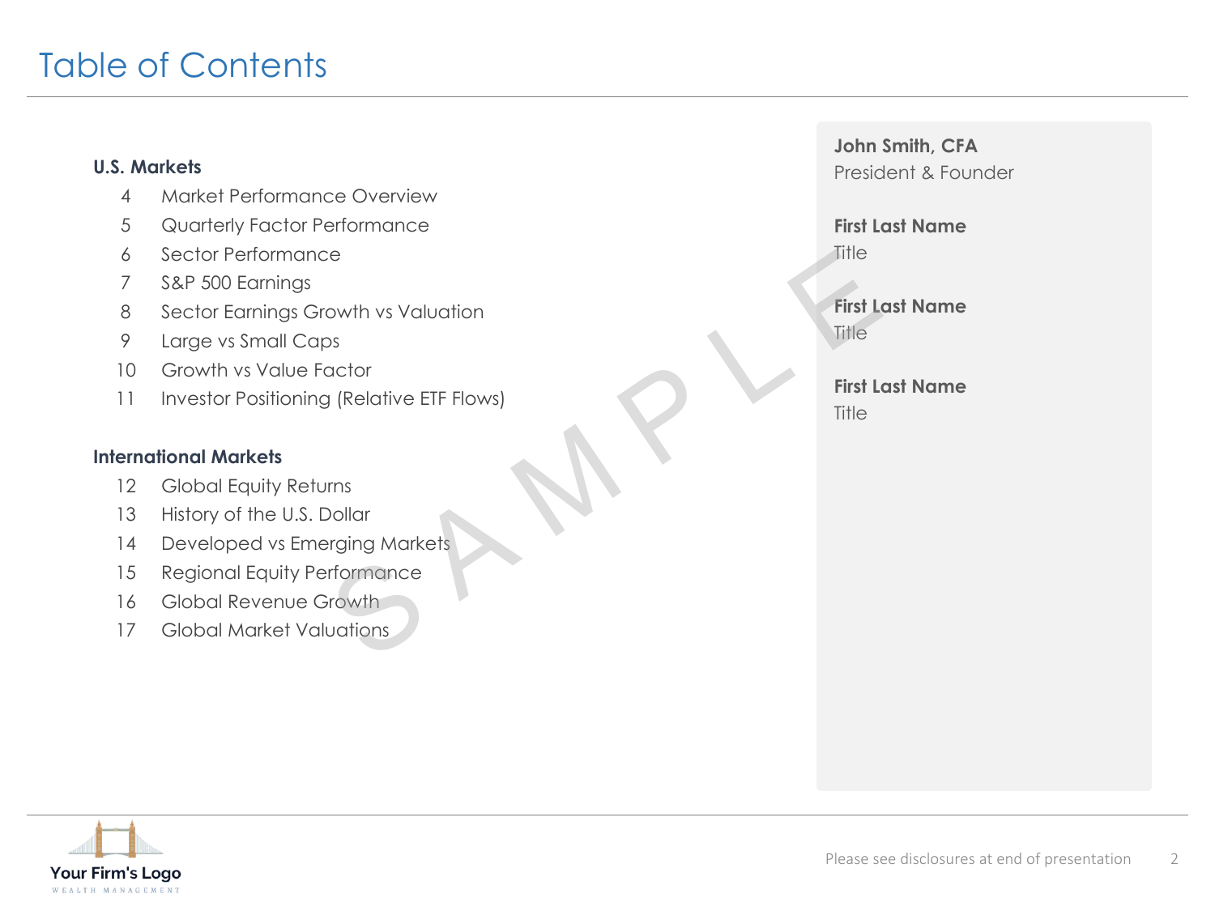# Table of Contents

**U.S. Markets**

| | |
|---|---|
| 4 | Market Performance Overview |
| 5 | Quarterly Factor Performance |
| 6 | Sector Performance |
| 7 | S&P 500 Earnings |
| 8 | Sector Earnings Growth vs Valuation |
| 9 | Large vs Small Caps |
| 10 | Growth vs Value Factor |
| 11 | Investor Positioning (Relative ETF Flows) |

**International Markets**

| | |
|---|---|
| 12 | Global Equity Returns |
| 13 | History of the U.S. Dollar |
| 14 | Developed vs Emerging Markets |
| 15 | Regional Equity Performance |
| 16 | Global Revenue Growth |
| 17 | Global Market Valuations |

**John Smith, CFA**
President & Founder

**First Last Name**
Title

**First Last Name**
Title

**First Last Name**
Title

SAMPLE

Your Firm's Logo
WEALTH MANAGEMENT

Please see disclosures at end of presentation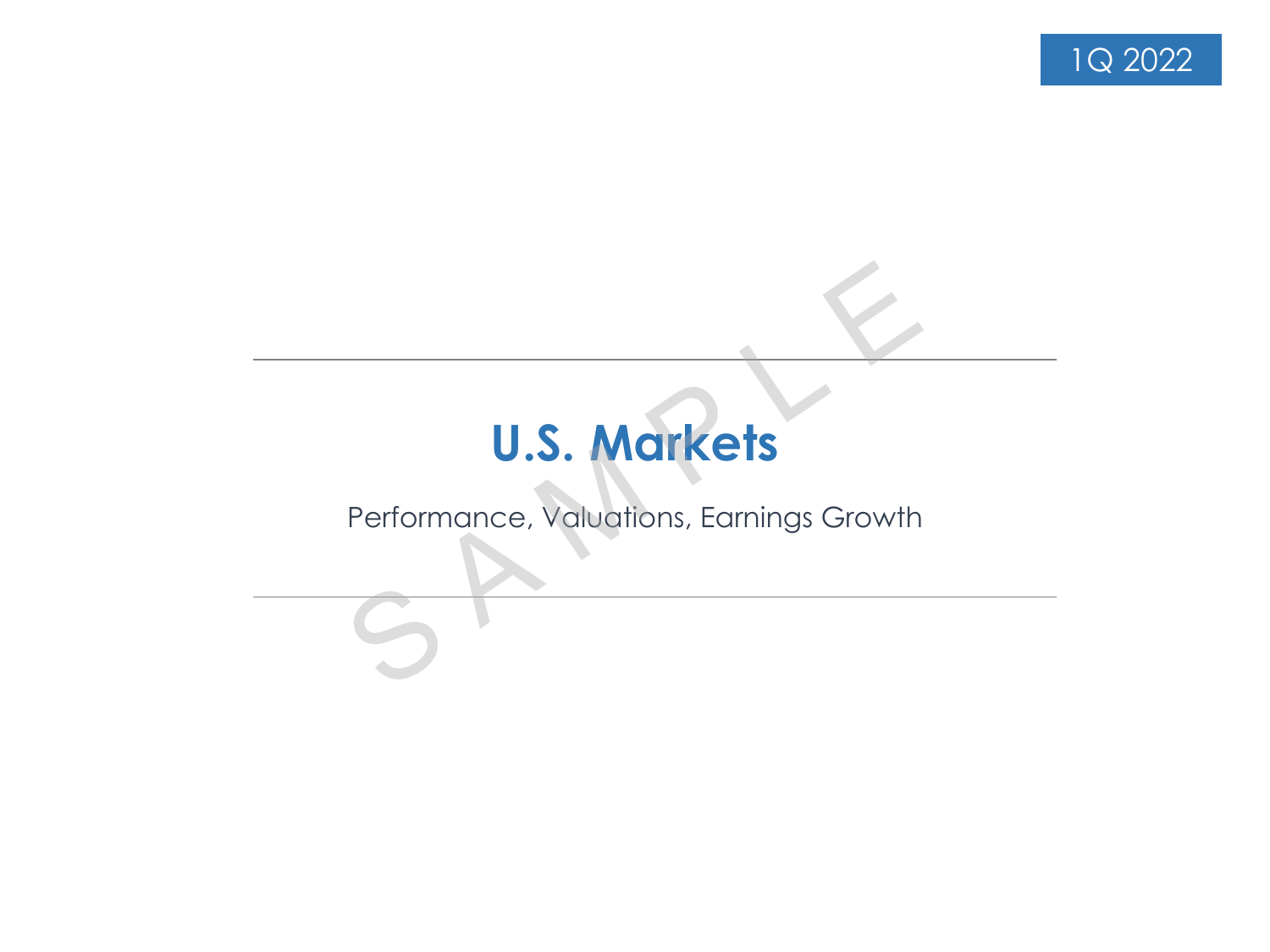1Q 2022

# U.S. Markets

Performance, Valuations, Earnings Growth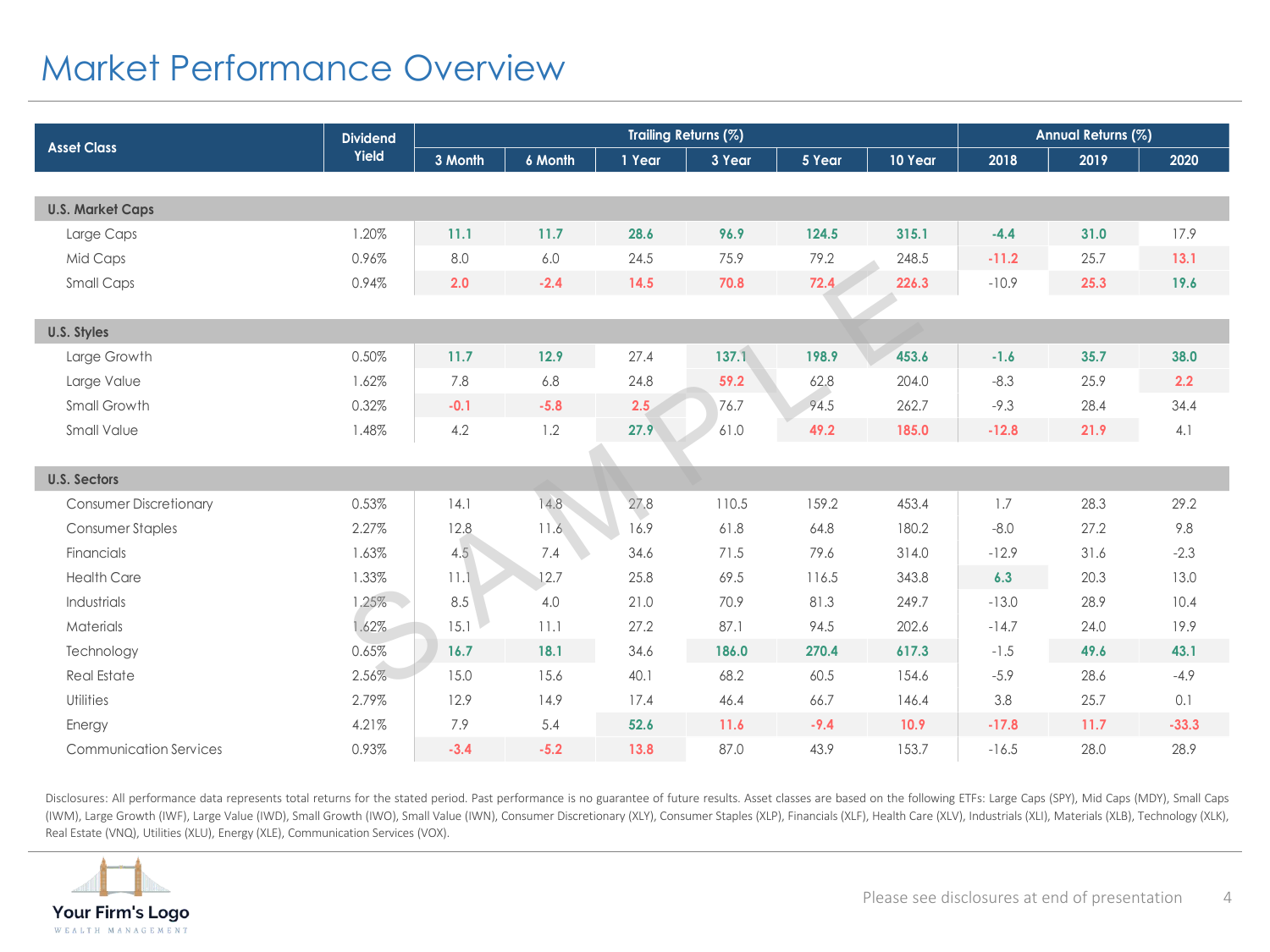# Market Performance Overview

| Asset Class | Dividend Yield | Trailing Returns (%) | | | | | | Annual Returns (%) | | |
|---|---|---|---|---|---|---|---|---|---|---|
| | | 3 Month | 6 Month | 1 Year | 3 Year | 5 Year | 10 Year | 2018 | 2019 | 2020 |
| **U.S. Market Caps** | | | | | | | | | | |
| Large Caps | 1.20% | **11.1** | **11.7** | **28.6** | **96.9** | **124.5** | **315.1** | **-4.4** | **31.0** | 17.9 |
| Mid Caps | 0.96% | 8.0 | 6.0 | 24.5 | 75.9 | 79.2 | 248.5 | **-11.2** | 25.7 | **13.1** |
| Small Caps | 0.94% | **2.0** | **-2.4** | **14.5** | **70.8** | **72.4** | **226.3** | -10.9 | **25.3** | **19.6** |
| **U.S. Styles** | | | | | | | | | | |
| Large Growth | 0.50% | **11.7** | **12.9** | 27.4 | **137.1** | **198.9** | **453.6** | **-1.6** | **35.7** | **38.0** |
| Large Value | 1.62% | 7.8 | 6.8 | 24.8 | **59.2** | 62.8 | 204.0 | -8.3 | 25.9 | **2.2** |
| Small Growth | 0.32% | **-0.1** | **-5.8** | **2.5** | 76.7 | 94.5 | 262.7 | -9.3 | 28.4 | 34.4 |
| Small Value | 1.48% | 4.2 | 1.2 | **27.9** | 61.0 | **49.2** | **185.0** | **-12.8** | **21.9** | 4.1 |
| **U.S. Sectors** | | | | | | | | | | |
| Consumer Discretionary | 0.53% | 14.1 | 14.8 | 27.8 | 110.5 | 159.2 | 453.4 | 1.7 | 28.3 | 29.2 |
| Consumer Staples | 2.27% | 12.8 | 11.6 | 16.9 | 61.8 | 64.8 | 180.2 | -8.0 | 27.2 | 9.8 |
| Financials | 1.63% | 4.5 | 7.4 | 34.6 | 71.5 | 79.6 | 314.0 | -12.9 | 31.6 | -2.3 |
| Health Care | 1.33% | 11.1 | 12.7 | 25.8 | 69.5 | 116.5 | 343.8 | **6.3** | 20.3 | 13.0 |
| Industrials | 1.25% | 8.5 | 4.0 | 21.0 | 70.9 | 81.3 | 249.7 | -13.0 | 28.9 | 10.4 |
| Materials | 1.62% | 15.1 | 11.1 | 27.2 | 87.1 | 94.5 | 202.6 | -14.7 | 24.0 | 19.9 |
| Technology | 0.65% | **16.7** | **18.1** | 34.6 | **186.0** | **270.4** | **617.3** | -1.5 | **49.6** | **43.1** |
| Real Estate | 2.56% | 15.0 | 15.6 | 40.1 | 68.2 | 60.5 | 154.6 | -5.9 | 28.6 | -4.9 |
| Utilities | 2.79% | 12.9 | 14.9 | 17.4 | 46.4 | 66.7 | 146.4 | 3.8 | 25.7 | 0.1 |
| Energy | 4.21% | 7.9 | 5.4 | **52.6** | **11.6** | **-9.4** | **10.9** | **-17.8** | **11.7** | **-33.3** |
| Communication Services | 0.93% | **-3.4** | **-5.2** | **13.8** | 87.0 | 43.9 | 153.7 | -16.5 | 28.0 | 28.9 |

Disclosures: All performance data represents total returns for the stated period. Past performance is no guarantee of future results. Asset classes are based on the following ETFs: Large Caps (SPY), Mid Caps (MDY), Small Caps (IWM), Large Growth (IWF), Large Value (IWD), Small Growth (IWO), Small Value (IWN), Consumer Discretionary (XLY), Consumer Staples (XLP), Financials (XLF), Health Care (XLV), Industrials (XLI), Materials (XLB), Technology (XLK), Real Estate (VNQ), Utilities (XLU), Energy (XLE), Communication Services (VOX).

Your Firm's Logo
WEALTH MANAGEMENT

Please see disclosures at end of presentation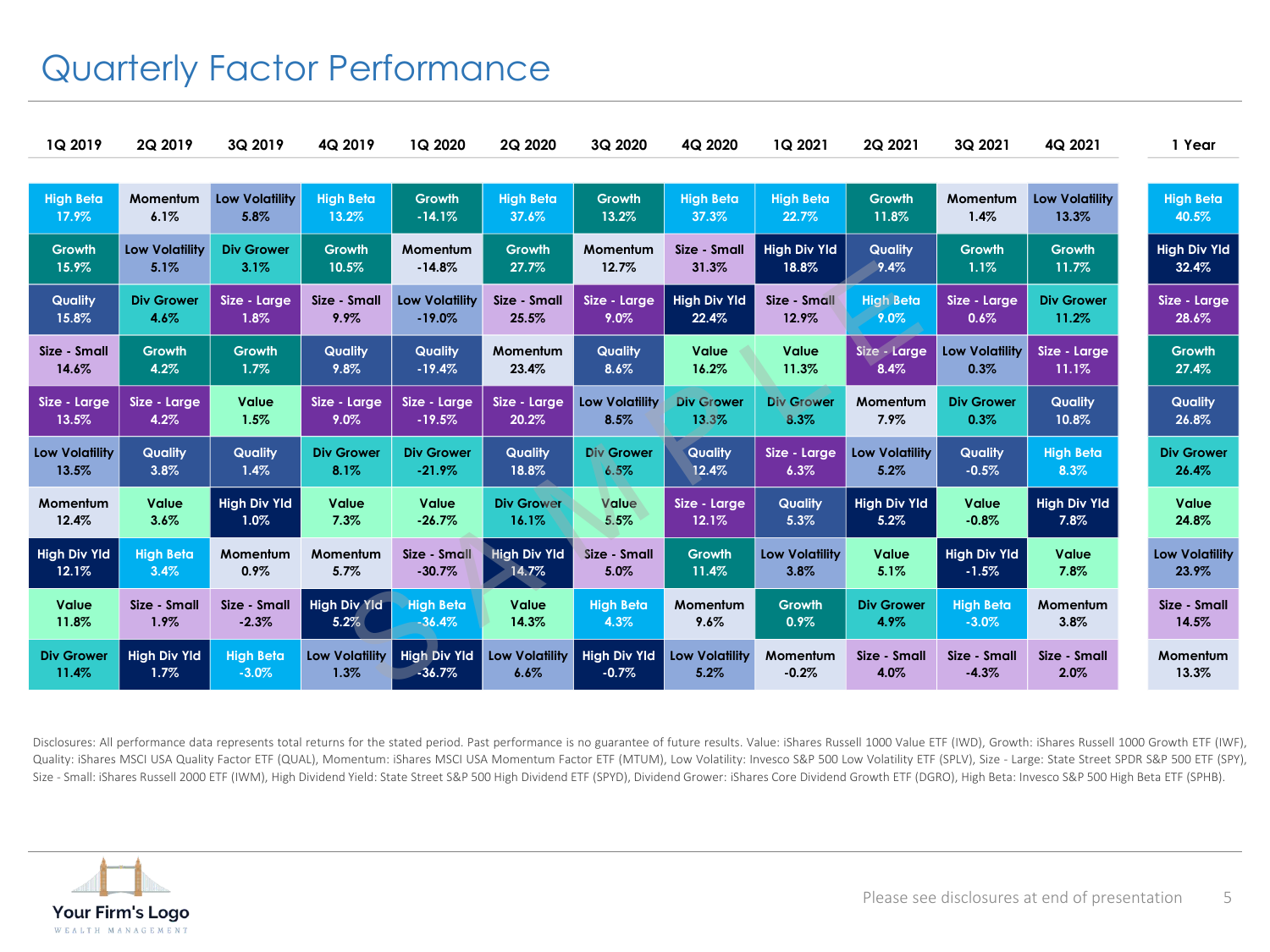# Quarterly Factor Performance

| 1Q 2019 | 2Q 2019 | 3Q 2019 | 4Q 2019 | 1Q 2020 | 2Q 2020 | 3Q 2020 | 4Q 2020 | 1Q 2021 | 2Q 2021 | 3Q 2021 | 4Q 2021 | 1 Year |
|---|---|---|---|---|---|---|---|---|---|---|---|---|
| High Beta 17.9% | Momentum 6.1% | Low Volatility 5.8% | High Beta 13.2% | Growth -14.1% | High Beta 37.6% | Growth 13.2% | High Beta 37.3% | High Beta 22.7% | Growth 11.8% | Momentum 1.4% | Low Volatility 13.3% | High Beta 40.5% |
| Growth 15.9% | Low Volatility 5.1% | Div Grower 3.1% | Growth 10.5% | Momentum -14.8% | Growth 27.7% | Momentum 12.7% | Size - Small 31.3% | High Div Yld 18.8% | Quality 9.4% | Growth 1.1% | Growth 11.7% | High Div Yld 32.4% |
| Quality 15.8% | Div Grower 4.6% | Size - Large 1.8% | Size - Small 9.9% | Low Volatility -19.0% | Size - Small 25.5% | Size - Large 9.0% | High Div Yld 22.4% | Size - Small 12.9% | High Beta 9.0% | Size - Large 0.6% | Div Grower 11.2% | Size - Large 28.6% |
| Size - Small 14.6% | Growth 4.2% | Growth 1.7% | Quality 9.8% | Quality -19.4% | Momentum 23.4% | Quality 8.6% | Value 16.2% | Value 11.3% | Size - Large 8.4% | Low Volatility 0.3% | Size - Large 11.1% | Growth 27.4% |
| Size - Large 13.5% | Size - Large 4.2% | Value 1.5% | Size - Large 9.0% | Size - Large -19.5% | Size - Large 20.2% | Low Volatility 8.5% | Div Grower 13.3% | Div Grower 8.3% | Momentum 7.9% | Div Grower 0.3% | Quality 10.8% | Quality 26.8% |
| Low Volatility 13.5% | Quality 3.8% | Quality 1.4% | Div Grower 8.1% | Div Grower -21.9% | Quality 18.8% | Div Grower 6.5% | Quality 12.4% | Size - Large 6.3% | Low Volatility 5.2% | Quality -0.5% | High Beta 8.3% | Div Grower 26.4% |
| Momentum 12.4% | Value 3.6% | High Div Yld 1.0% | Value 7.3% | Value -26.7% | Div Grower 16.1% | Value 5.5% | Size - Large 12.1% | Quality 5.3% | High Div Yld 5.2% | Value -0.8% | High Div Yld 7.8% | Value 24.8% |
| High Div Yld 12.1% | High Beta 3.4% | Momentum 0.9% | Momentum 5.7% | Size - Small -30.7% | High Div Yld 14.7% | Size - Small 5.0% | Growth 11.4% | Low Volatility 3.8% | Value 5.1% | High Div Yld -1.5% | Value 7.8% | Low Volatility 23.9% |
| Value 11.8% | Size - Small 1.9% | Size - Small -2.3% | High Div Yld 5.2% | High Beta -36.4% | Value 14.3% | High Beta 4.3% | Momentum 9.6% | Growth 0.9% | Div Grower 4.9% | High Beta -3.0% | Momentum 3.8% | Size - Small 14.5% |
| Div Grower 11.4% | High Div Yld 1.7% | High Beta -3.0% | Low Volatility 1.3% | High Div Yld -36.7% | Low Volatility 6.6% | High Div Yld -0.7% | Low Volatility 5.2% | Momentum -0.2% | Size - Small 4.0% | Size - Small -4.3% | Size - Small 2.0% | Momentum 13.3% |

Disclosures: All performance data represents total returns for the stated period. Past performance is no guarantee of future results. Value: iShares Russell 1000 Value ETF (IWD), Growth: iShares Russell 1000 Growth ETF (IWF), Quality: iShares MSCI USA Quality Factor ETF (QUAL), Momentum: iShares MSCI USA Momentum Factor ETF (MTUM), Low Volatility: Invesco S&P 500 Low Volatility ETF (SPLV), Size - Large: State Street SPDR S&P 500 ETF (SPY), Size - Small: iShares Russell 2000 ETF (IWM), High Dividend Yield: State Street S&P 500 High Dividend ETF (SPYD), Dividend Grower: iShares Core Dividend Growth ETF (DGRO), High Beta: Invesco S&P 500 High Beta ETF (SPHB).

Your Firm's Logo
WEALTH MANAGEMENT

Please see disclosures at end of presentation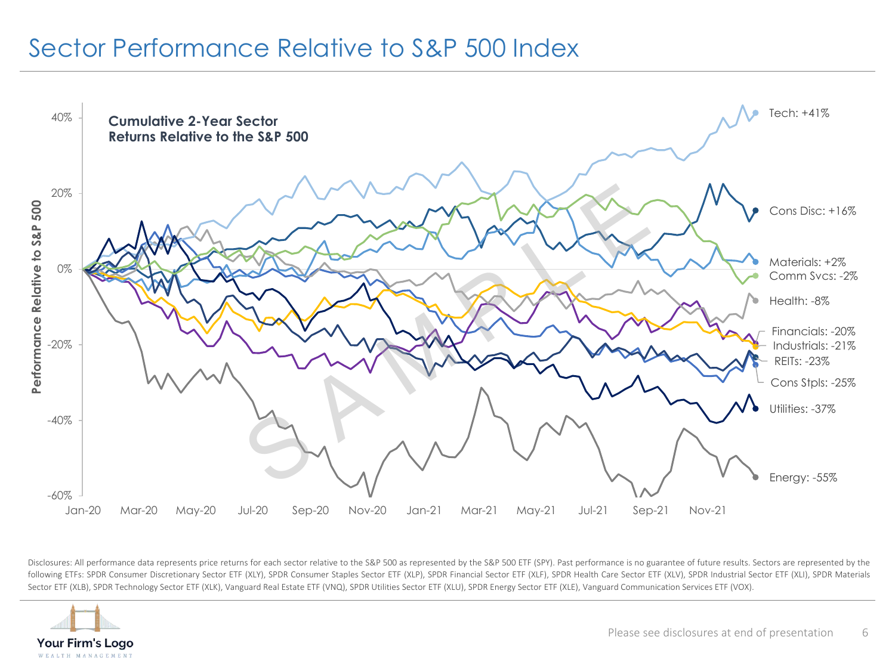# Sector Performance Relative to S&P 500 Index

**Cumulative 2-Year Sector Returns Relative to the S&P 500**

Performance Relative to S&P 500

40%
20%
0%
-20%
-40%
-60%

Jan-20 Mar-20 May-20 Jul-20 Sep-20 Nov-20 Jan-21 Mar-21 May-21 Jul-21 Sep-21 Nov-21

- Tech: +41%
- Cons Disc: +16%
- Materials: +2%
- Comm Svcs: -2%
- Health: -8%
- Financials: -20%
- Industrials: -21%
- REITs: -23%
- Cons Stpls: -25%
- Utilities: -37%
- Energy: -55%

SAMPLE

Disclosures: All performance data represents price returns for each sector relative to the S&P 500 as represented by the S&P 500 ETF (SPY). Past performance is no guarantee of future results. Sectors are represented by the following ETFs: SPDR Consumer Discretionary Sector ETF (XLY), SPDR Consumer Staples Sector ETF (XLP), SPDR Financial Sector ETF (XLF), SPDR Health Care Sector ETF (XLV), SPDR Industrial Sector ETF (XLI), SPDR Materials Sector ETF (XLB), SPDR Technology Sector ETF (XLK), Vanguard Real Estate ETF (VNQ), SPDR Utilities Sector ETF (XLU), SPDR Energy Sector ETF (XLE), Vanguard Communication Services ETF (VOX).

Your Firm's Logo
WEALTH MANAGEMENT

Please see disclosures at end of presentation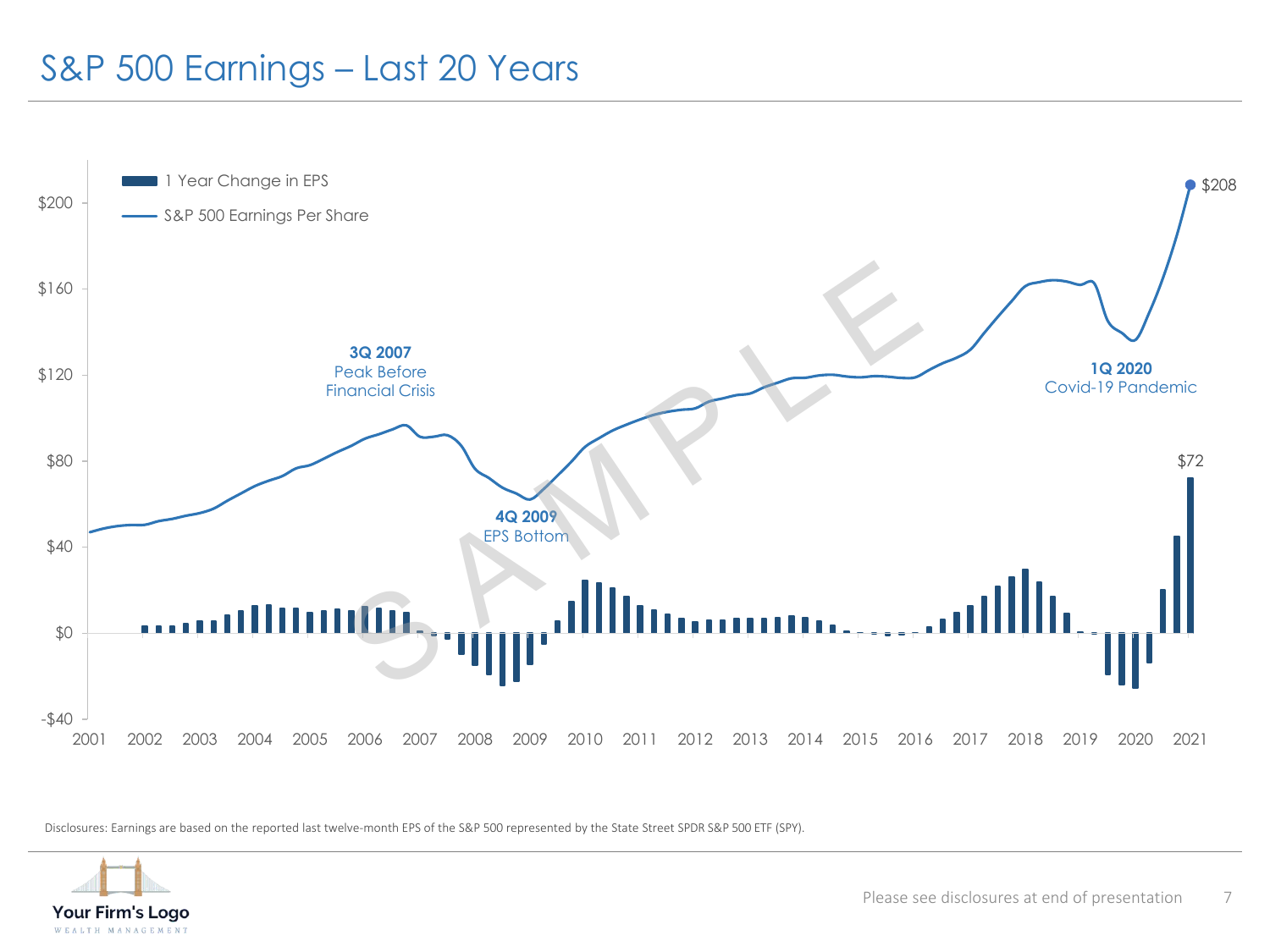# S&P 500 Earnings – Last 20 Years

1 Year Change in EPS

S&P 500 Earnings Per Share

$200

$160

$120

$80

$40

$0

-$40

2001 2002 2003 2004 2005 2006 2007 2008 2009 2010 2011 2012 2013 2014 2015 2016 2017 2018 2019 2020 2021

**3Q 2007**
Peak Before
Financial Crisis

**4Q 2009**
EPS Bottom

**1Q 2020**
Covid-19 Pandemic

$208

$72

SAMPLE

Disclosures: Earnings are based on the reported last twelve-month EPS of the S&P 500 represented by the State Street SPDR S&P 500 ETF (SPY).

Your Firm's Logo
WEALTH MANAGEMENT

Please see disclosures at end of presentation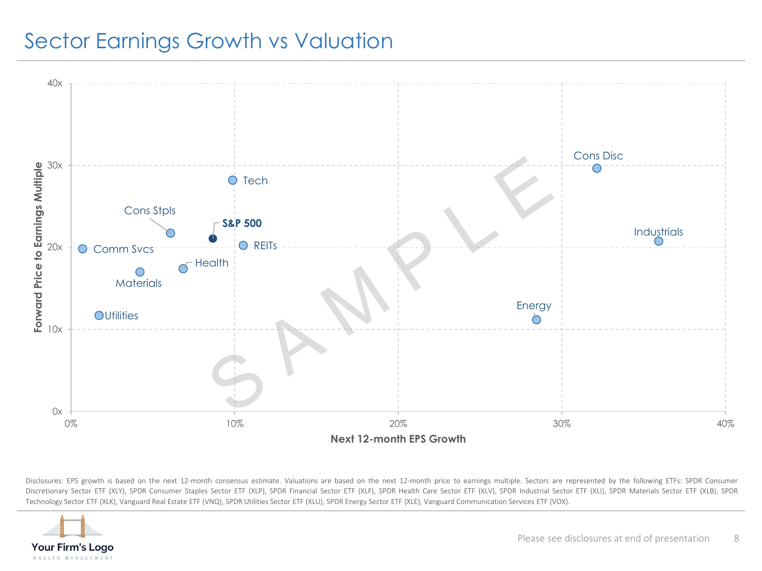# Sector Earnings Growth vs Valuation

| Sector | Next 12-month EPS Growth | Forward Price to Earnings Multiple |
|---|---|---|
| Comm Svcs | ~1% | ~20x |
| Utilities | ~2% | ~12x |
| Materials | ~4% | ~17x |
| Cons Stpls | ~6% | ~22x |
| Health | ~7% | ~17x |
| S&P 500 | ~9% | ~21x |
| Tech | ~10% | ~28x |
| REITs | ~11% | ~20x |
| Energy | ~28% | ~11x |
| Cons Disc | ~32% | ~30x |
| Industrials | ~36% | ~21x |

SAMPLE

Disclosures: EPS growth is based on the next 12-month consensus estimate. Valuations are based on the next 12-month price to earnings multiple. Sectors are represented by the following ETFs: SPDR Consumer Discretionary Sector ETF (XLY), SPDR Consumer Staples Sector ETF (XLP), SPDR Financial Sector ETF (XLF), SPDR Health Care Sector ETF (XLV), SPDR Industrial Sector ETF (XLI), SPDR Materials Sector ETF (XLB), SPDR Technology Sector ETF (XLK), Vanguard Real Estate ETF (VNQ), SPDR Utilities Sector ETF (XLU), SPDR Energy Sector ETF (XLE), Vanguard Communication Services ETF (VOX).

Your Firm's Logo
WEALTH MANAGEMENT

Please see disclosures at end of presentation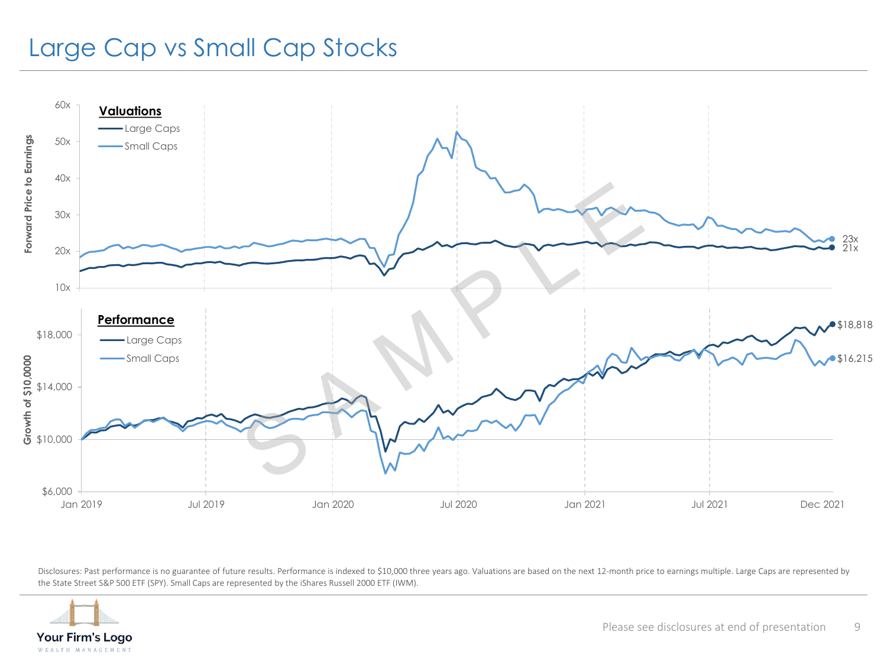# Large Cap vs Small Cap Stocks

**Valuations**

- Large Caps
- Small Caps

Forward Price to Earnings

60x, 50x, 40x, 30x, 20x, 10x

23x
21x

**Performance**

- Large Caps
- Small Caps

Growth of $10,0000

$18,000, $14,000, $10,000, $6,000

$18,818
$16,215

Jan 2019 | Jul 2019 | Jan 2020 | Jul 2020 | Jan 2021 | Jul 2021 | Dec 2021

Disclosures: Past performance is no guarantee of future results. Performance is indexed to $10,000 three years ago. Valuations are based on the next 12-month price to earnings multiple. Large Caps are represented by the State Street S&P 500 ETF (SPY). Small Caps are represented by the iShares Russell 2000 ETF (IWM).

Your Firm's Logo
WEALTH MANAGEMENT

Please see disclosures at end of presentation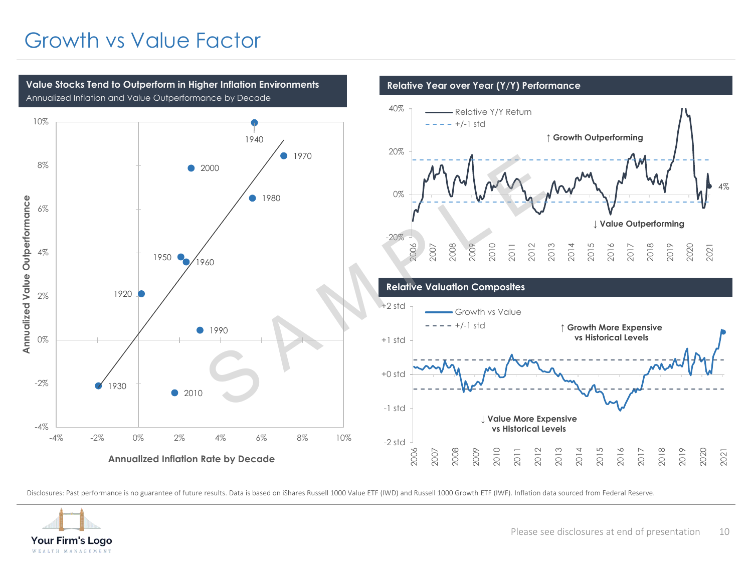# Growth vs Value Factor

## Value Stocks Tend to Outperform in Higher Inflation Environments

Annualized Inflation and Value Outperformance by Decade

Annualized Value Outperformance

Annualized Inflation Rate by Decade

10%, 8%, 6%, 4%, 2%, 0%, -2%, -4%

-4%, -2%, 0%, 2%, 4%, 6%, 8%, 10%

1940, 1970, 2000, 1980, 1950, 1960, 1920, 1990, 1930, 2010

## Relative Year over Year (Y/Y) Performance

Relative Y/Y Return

+/-1 std

↑ Growth Outperforming

↓ Value Outperforming

40%, 20%, 0%, -20%

4%

2006, 2007, 2008, 2009, 2010, 2011, 2012, 2013, 2014, 2015, 2016, 2017, 2018, 2019, 2020, 2021

## Relative Valuation Composites

Growth vs Value

+/-1 std

↑ Growth More Expensive vs Historical Levels

↓ Value More Expensive vs Historical Levels

+2 std, +1 std, +0 std, -1 std, -2 std

2006, 2007, 2008, 2009, 2010, 2011, 2012, 2013, 2014, 2015, 2016, 2017, 2018, 2019, 2020, 2021

SAMPLE

Disclosures: Past performance is no guarantee of future results. Data is based on iShares Russell 1000 Value ETF (IWD) and Russell 1000 Growth ETF (IWF). Inflation data sourced from Federal Reserve.

Your Firm's Logo
WEALTH MANAGEMENT

Please see disclosures at end of presentation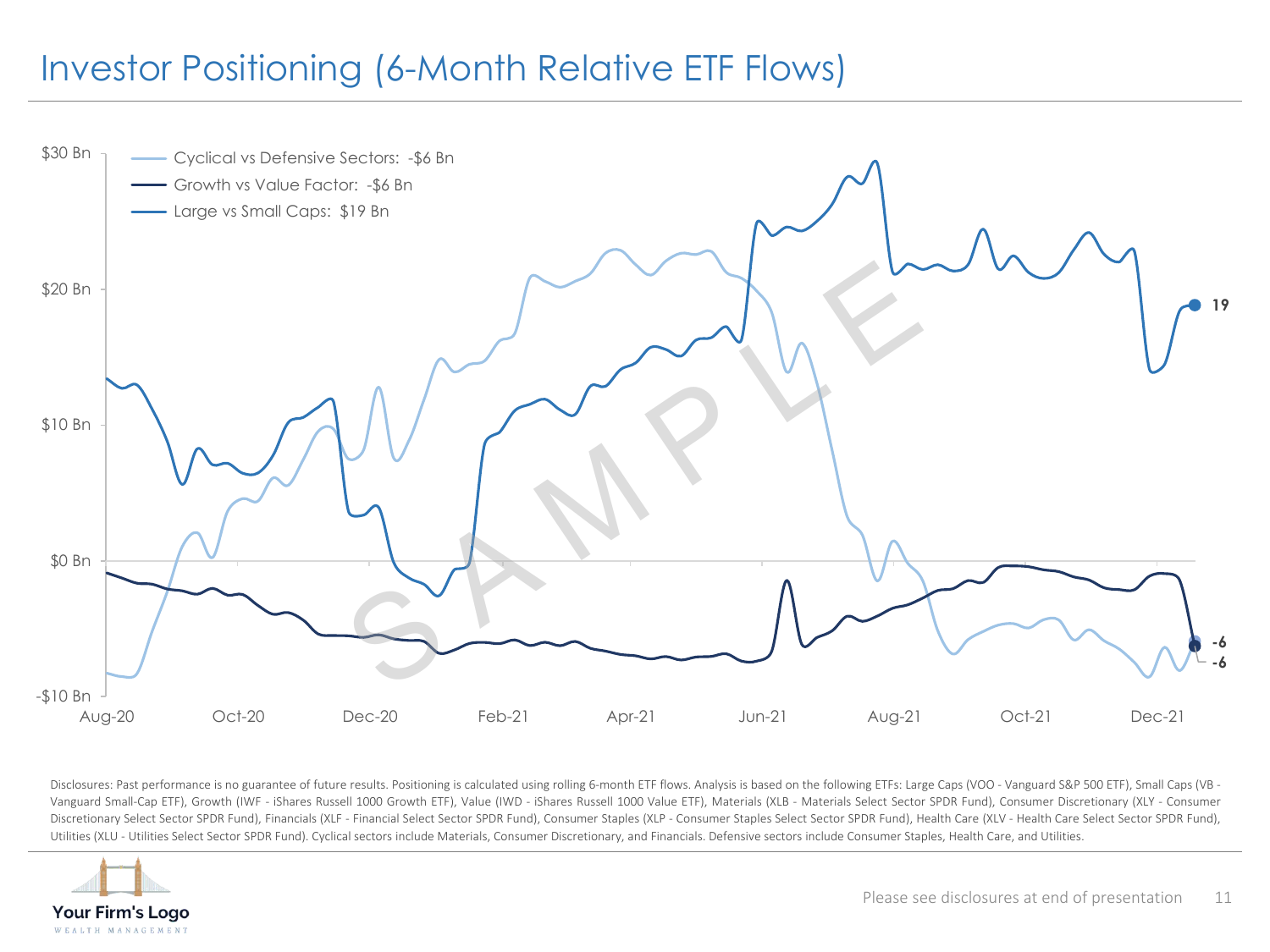# Investor Positioning (6-Month Relative ETF Flows)

- Cyclical vs Defensive Sectors: -$6 Bn
- Growth vs Value Factor: -$6 Bn
- Large vs Small Caps: $19 Bn

$30 Bn
$20 Bn
$10 Bn
$0 Bn
-$10 Bn

Aug-20 Oct-20 Dec-20 Feb-21 Apr-21 Jun-21 Aug-21 Oct-21 Dec-21

19
-6
-6

SAMPLE

Disclosures: Past performance is no guarantee of future results. Positioning is calculated using rolling 6-month ETF flows. Analysis is based on the following ETFs: Large Caps (VOO - Vanguard S&P 500 ETF), Small Caps (VB - Vanguard Small-Cap ETF), Growth (IWF - iShares Russell 1000 Growth ETF), Value (IWD - iShares Russell 1000 Value ETF), Materials (XLB - Materials Select Sector SPDR Fund), Consumer Discretionary (XLY - Consumer Discretionary Select Sector SPDR Fund), Financials (XLF - Financial Select Sector SPDR Fund), Consumer Staples (XLP - Consumer Staples Select Sector SPDR Fund), Health Care (XLV - Health Care Select Sector SPDR Fund), Utilities (XLU - Utilities Select Sector SPDR Fund). Cyclical sectors include Materials, Consumer Discretionary, and Financials. Defensive sectors include Consumer Staples, Health Care, and Utilities.

Your Firm's Logo
WEALTH MANAGEMENT

Please see disclosures at end of presentation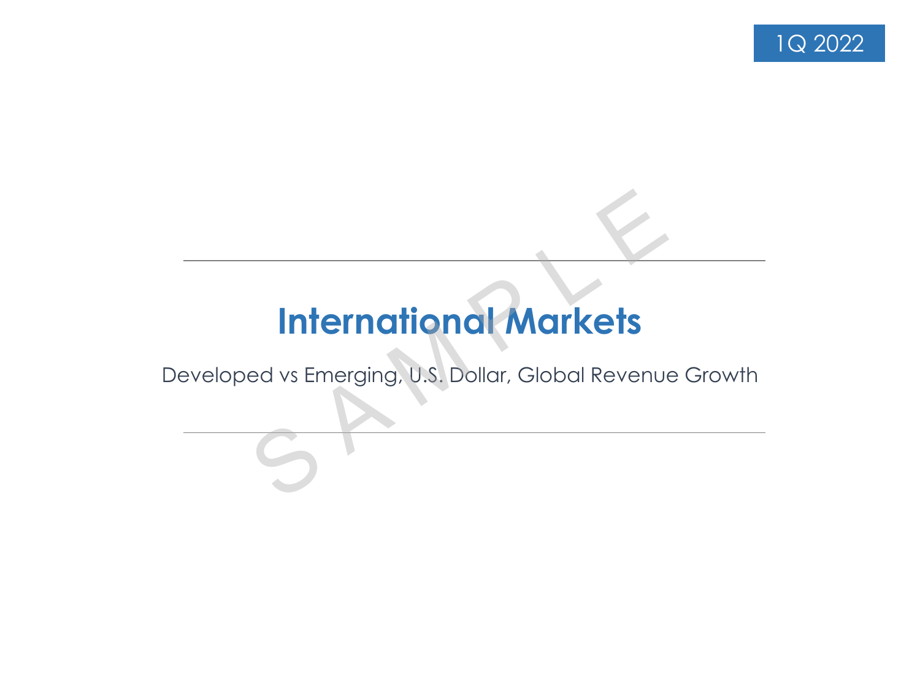1Q 2022

# International Markets

Developed vs Emerging, U.S. Dollar, Global Revenue Growth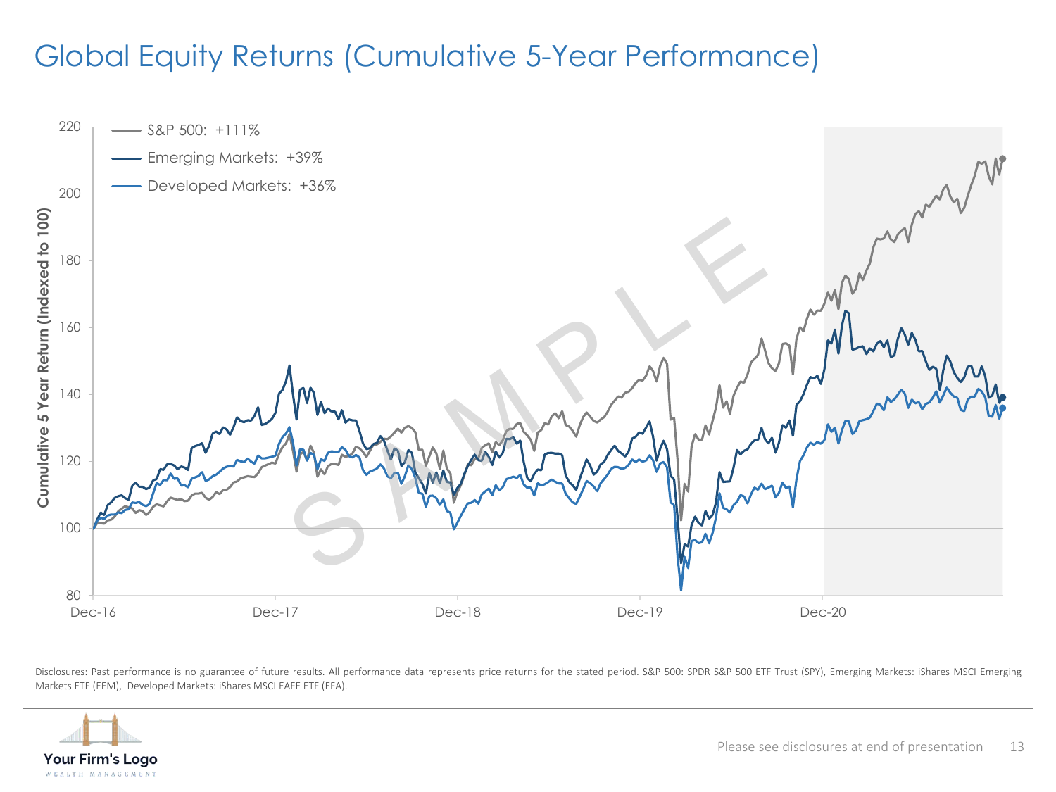# Global Equity Returns (Cumulative 5-Year Performance)

Cumulative 5 Year Return (Indexed to 100)

- S&P 500: +111%
- Emerging Markets: +39%
- Developed Markets: +36%

220, 200, 180, 160, 140, 120, 100, 80

Dec-16, Dec-17, Dec-18, Dec-19, Dec-20

SAMPLE

Disclosures: Past performance is no guarantee of future results. All performance data represents price returns for the stated period. S&P 500: SPDR S&P 500 ETF Trust (SPY), Emerging Markets: iShares MSCI Emerging Markets ETF (EEM), Developed Markets: iShares MSCI EAFE ETF (EFA).

Your Firm's Logo
WEALTH MANAGEMENT

Please see disclosures at end of presentation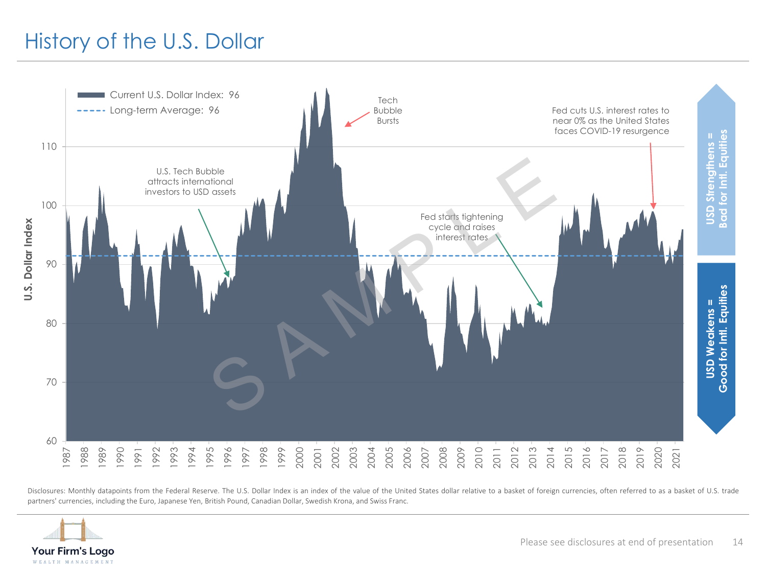# History of the U.S. Dollar

Current U.S. Dollar Index: 96

Long-term Average: 96

U.S. Tech Bubble attracts international investors to USD assets

Tech Bubble Bursts

Fed starts tightening cycle and raises interest rates

Fed cuts U.S. interest rates to near 0% as the United States faces COVID-19 resurgence

USD Strengthens = Bad for Intl. Equities

USD Weakens = Good for Intl. Equities

Disclosures: Monthly datapoints from the Federal Reserve. The U.S. Dollar Index is an index of the value of the United States dollar relative to a basket of foreign currencies, often referred to as a basket of U.S. trade partners' currencies, including the Euro, Japanese Yen, British Pound, Canadian Dollar, Swedish Krona, and Swiss Franc.

Your Firm's Logo
WEALTH MANAGEMENT

Please see disclosures at end of presentation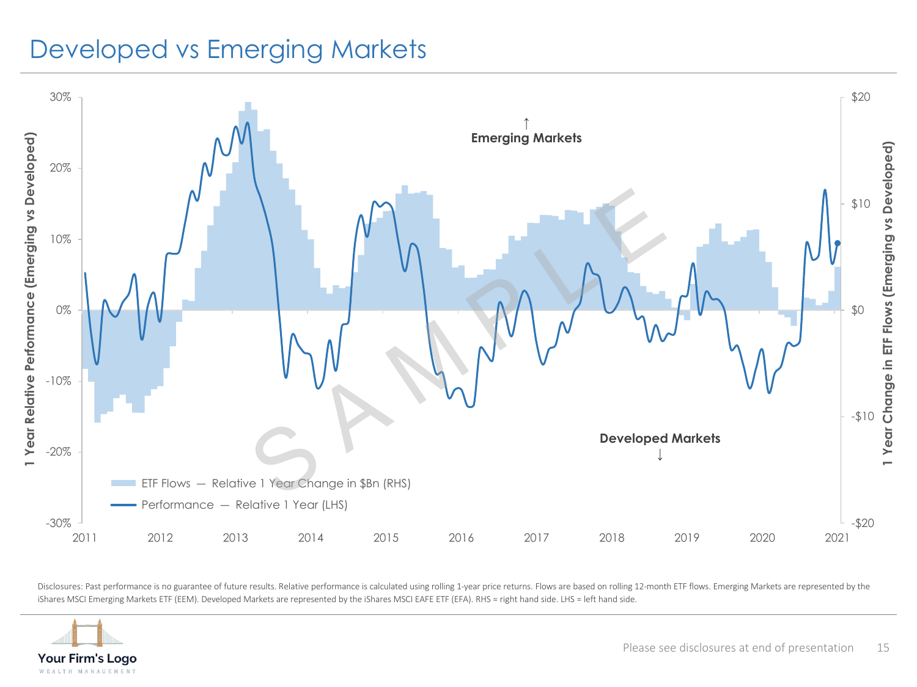# Developed vs Emerging Markets

1 Year Relative Performance (Emerging vs Developed)

1 Year Change in ETF Flows (Emerging vs Developed)

↑ **Emerging Markets**

**Developed Markets** ↓

ETF Flows — Relative 1 Year Change in $Bn (RHS)

Performance — Relative 1 Year (LHS)

30%, 20%, 10%, 0%, -10%, -20%, -30%

$20, $10, $0, -$10, -$20

2011, 2012, 2013, 2014, 2015, 2016, 2017, 2018, 2019, 2020, 2021

SAMPLE

Disclosures: Past performance is no guarantee of future results. Relative performance is calculated using rolling 1-year price returns. Flows are based on rolling 12-month ETF flows. Emerging Markets are represented by the iShares MSCI Emerging Markets ETF (EEM). Developed Markets are represented by the iShares MSCI EAFE ETF (EFA). RHS = right hand side. LHS = left hand side.

Your Firm's Logo

WEALTH MANAGEMENT

Please see disclosures at end of presentation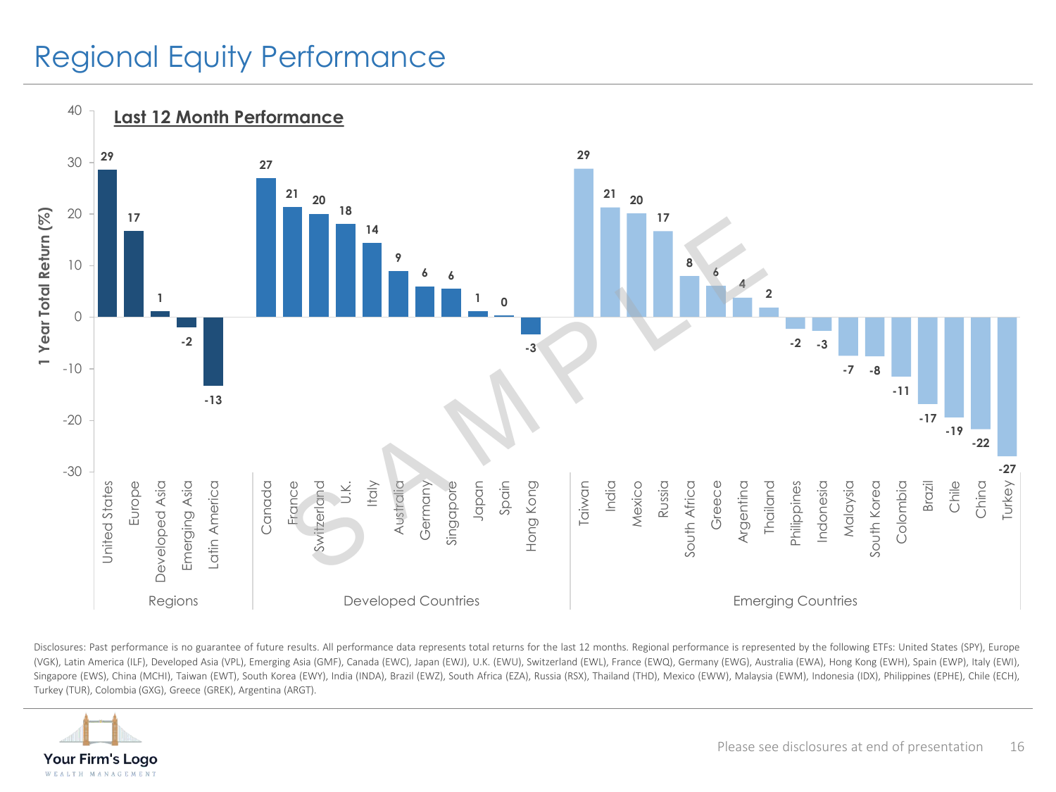# Regional Equity Performance

## Last 12 Month Performance

1 Year Total Return (%)

| Group | Country/Region | 1 Year Total Return (%) |
|---|---|---|
| Regions | United States | 29 |
| Regions | Europe | 17 |
| Regions | Developed Asia | 1 |
| Regions | Emerging Asia | -2 |
| Regions | Latin America | -13 |
| Developed Countries | Canada | 27 |
| Developed Countries | France | 21 |
| Developed Countries | Switzerland | 20 |
| Developed Countries | U.K. | 18 |
| Developed Countries | Italy | 14 |
| Developed Countries | Australia | 9 |
| Developed Countries | Germany | 6 |
| Developed Countries | Singapore | 6 |
| Developed Countries | Japan | 1 |
| Developed Countries | Spain | 0 |
| Developed Countries | Hong Kong | -3 |
| Emerging Countries | Taiwan | 29 |
| Emerging Countries | India | 21 |
| Emerging Countries | Mexico | 20 |
| Emerging Countries | Russia | 17 |
| Emerging Countries | South Africa | 8 |
| Emerging Countries | Greece | 6 |
| Emerging Countries | Argentina | 4 |
| Emerging Countries | Thailand | 2 |
| Emerging Countries | Philippines | -2 |
| Emerging Countries | Indonesia | -3 |
| Emerging Countries | Malaysia | -7 |
| Emerging Countries | South Korea | -8 |
| Emerging Countries | Colombia | -11 |
| Emerging Countries | Brazil | -17 |
| Emerging Countries | Chile | -19 |
| Emerging Countries | China | -22 |
| Emerging Countries | Turkey | -27 |

SAMPLE

Disclosures: Past performance is no guarantee of future results. All performance data represents total returns for the last 12 months. Regional performance is represented by the following ETFs: United States (SPY), Europe (VGK), Latin America (ILF), Developed Asia (VPL), Emerging Asia (GMF), Canada (EWC), Japan (EWJ), U.K. (EWU), Switzerland (EWL), France (EWQ), Germany (EWG), Australia (EWA), Hong Kong (EWH), Spain (EWP), Italy (EWI), Singapore (EWS), China (MCHI), Taiwan (EWT), South Korea (EWY), India (INDA), Brazil (EWZ), South Africa (EZA), Russia (RSX), Thailand (THD), Mexico (EWW), Malaysia (EWM), Indonesia (IDX), Philippines (EPHE), Chile (ECH), Turkey (TUR), Colombia (GXG), Greece (GREK), Argentina (ARGT).

Your Firm's Logo
WEALTH MANAGEMENT

Please see disclosures at end of presentation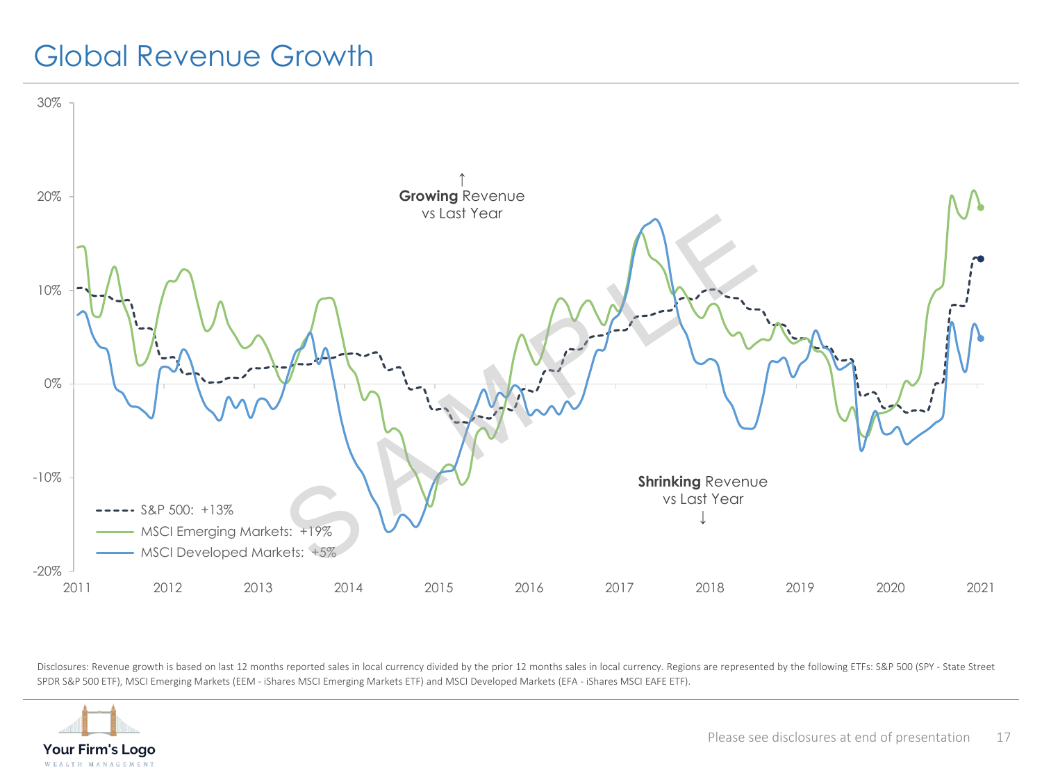# Global Revenue Growth

↑
**Growing** Revenue
vs Last Year

**Shrinking** Revenue
vs Last Year
↓

- S&P 500: +13%
- MSCI Emerging Markets: +19%
- MSCI Developed Markets: +5%

Disclosures: Revenue growth is based on last 12 months reported sales in local currency divided by the prior 12 months sales in local currency. Regions are represented by the following ETFs: S&P 500 (SPY - State Street SPDR S&P 500 ETF), MSCI Emerging Markets (EEM - iShares MSCI Emerging Markets ETF) and MSCI Developed Markets (EFA - iShares MSCI EAFE ETF).

Please see disclosures at end of presentation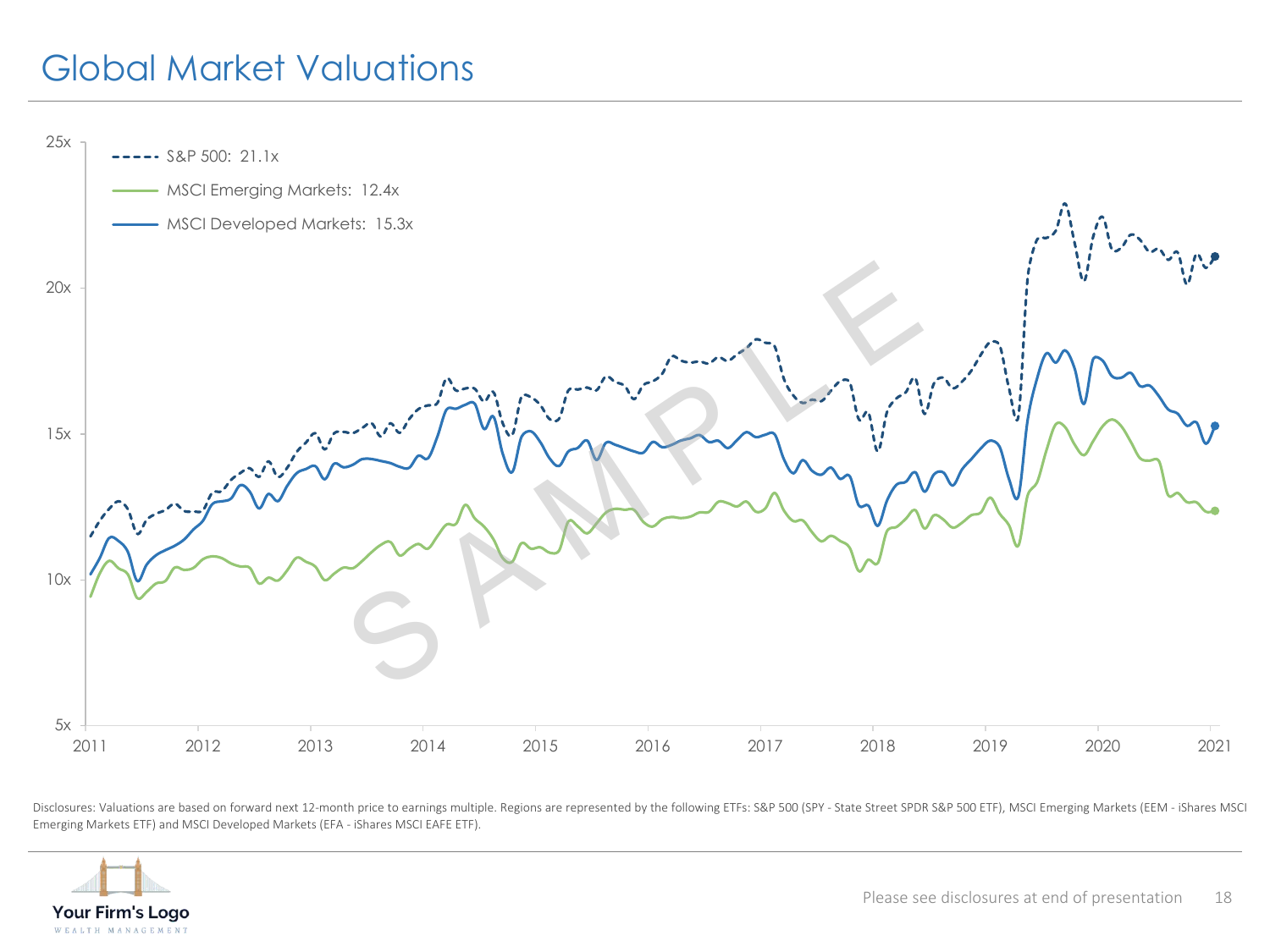# Global Market Valuations

S&P 500: 21.1x

MSCI Emerging Markets: 12.4x

MSCI Developed Markets: 15.3x

25x
20x
15x
10x
5x

2011 2012 2013 2014 2015 2016 2017 2018 2019 2020 2021

SAMPLE

Disclosures: Valuations are based on forward next 12-month price to earnings multiple. Regions are represented by the following ETFs: S&P 500 (SPY - State Street SPDR S&P 500 ETF), MSCI Emerging Markets (EEM - iShares MSCI Emerging Markets ETF) and MSCI Developed Markets (EFA - iShares MSCI EAFE ETF).

Your Firm's Logo
WEALTH MANAGEMENT

Please see disclosures at end of presentation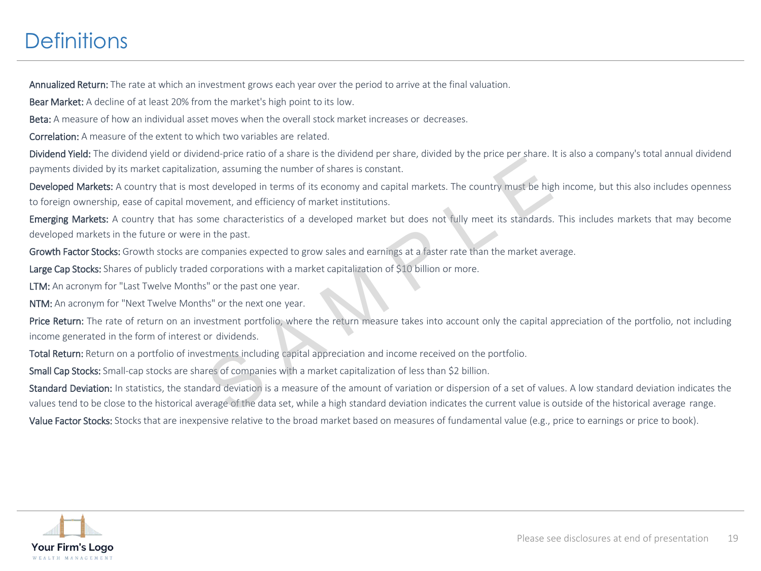# Definitions

**Annualized Return:** The rate at which an investment grows each year over the period to arrive at the final valuation.

**Bear Market:** A decline of at least 20% from the market's high point to its low.

**Beta:** A measure of how an individual asset moves when the overall stock market increases or decreases.

**Correlation:** A measure of the extent to which two variables are related.

**Dividend Yield:** The dividend yield or dividend-price ratio of a share is the dividend per share, divided by the price per share. It is also a company's total annual dividend payments divided by its market capitalization, assuming the number of shares is constant.

**Developed Markets:** A country that is most developed in terms of its economy and capital markets. The country must be high income, but this also includes openness to foreign ownership, ease of capital movement, and efficiency of market institutions.

**Emerging Markets:** A country that has some characteristics of a developed market but does not fully meet its standards. This includes markets that may become developed markets in the future or were in the past.

**Growth Factor Stocks:** Growth stocks are companies expected to grow sales and earnings at a faster rate than the market average.

**Large Cap Stocks:** Shares of publicly traded corporations with a market capitalization of $10 billion or more.

**LTM:** An acronym for "Last Twelve Months" or the past one year.

**NTM:** An acronym for "Next Twelve Months" or the next one year.

**Price Return:** The rate of return on an investment portfolio, where the return measure takes into account only the capital appreciation of the portfolio, not including income generated in the form of interest or dividends.

**Total Return:** Return on a portfolio of investments including capital appreciation and income received on the portfolio.

**Small Cap Stocks:** Small-cap stocks are shares of companies with a market capitalization of less than $2 billion.

**Standard Deviation:** In statistics, the standard deviation is a measure of the amount of variation or dispersion of a set of values. A low standard deviation indicates the values tend to be close to the historical average of the data set, while a high standard deviation indicates the current value is outside of the historical average range.

**Value Factor Stocks:** Stocks that are inexpensive relative to the broad market based on measures of fundamental value (e.g., price to earnings or price to book).

Please see disclosures at end of presentation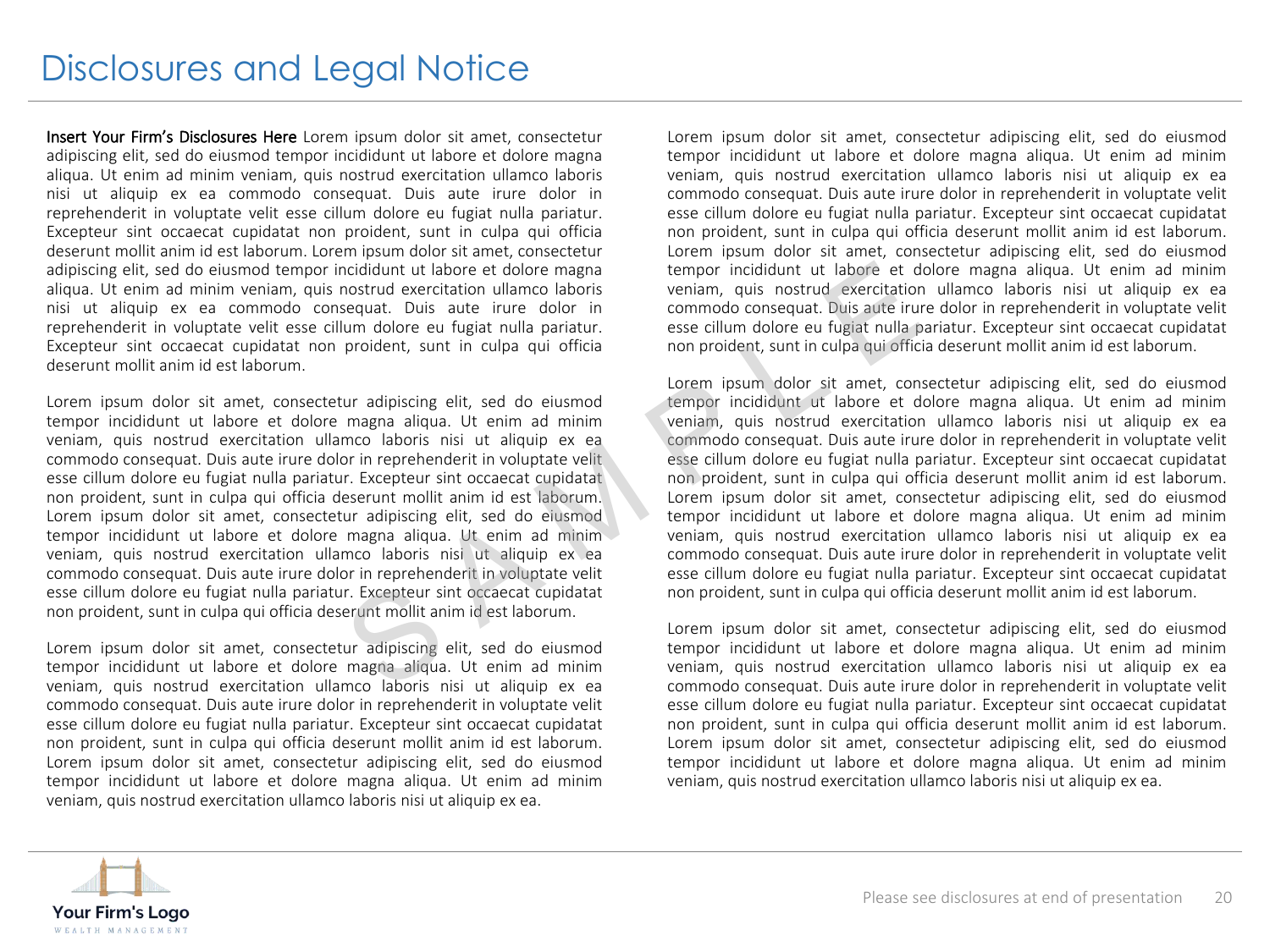# Disclosures and Legal Notice

**Insert Your Firm's Disclosures Here** Lorem ipsum dolor sit amet, consectetur adipiscing elit, sed do eiusmod tempor incididunt ut labore et dolore magna aliqua. Ut enim ad minim veniam, quis nostrud exercitation ullamco laboris nisi ut aliquip ex ea commodo consequat. Duis aute irure dolor in reprehenderit in voluptate velit esse cillum dolore eu fugiat nulla pariatur. Excepteur sint occaecat cupidatat non proident, sunt in culpa qui officia deserunt mollit anim id est laborum. Lorem ipsum dolor sit amet, consectetur adipiscing elit, sed do eiusmod tempor incididunt ut labore et dolore magna aliqua. Ut enim ad minim veniam, quis nostrud exercitation ullamco laboris nisi ut aliquip ex ea commodo consequat. Duis aute irure dolor in reprehenderit in voluptate velit esse cillum dolore eu fugiat nulla pariatur. Excepteur sint occaecat cupidatat non proident, sunt in culpa qui officia deserunt mollit anim id est laborum.

Lorem ipsum dolor sit amet, consectetur adipiscing elit, sed do eiusmod tempor incididunt ut labore et dolore magna aliqua. Ut enim ad minim veniam, quis nostrud exercitation ullamco laboris nisi ut aliquip ex ea commodo consequat. Duis aute irure dolor in reprehenderit in voluptate velit esse cillum dolore eu fugiat nulla pariatur. Excepteur sint occaecat cupidatat non proident, sunt in culpa qui officia deserunt mollit anim id est laborum. Lorem ipsum dolor sit amet, consectetur adipiscing elit, sed do eiusmod tempor incididunt ut labore et dolore magna aliqua. Ut enim ad minim veniam, quis nostrud exercitation ullamco laboris nisi ut aliquip ex ea commodo consequat. Duis aute irure dolor in reprehenderit in voluptate velit esse cillum dolore eu fugiat nulla pariatur. Excepteur sint occaecat cupidatat non proident, sunt in culpa qui officia deserunt mollit anim id est laborum.

Lorem ipsum dolor sit amet, consectetur adipiscing elit, sed do eiusmod tempor incididunt ut labore et dolore magna aliqua. Ut enim ad minim veniam, quis nostrud exercitation ullamco laboris nisi ut aliquip ex ea commodo consequat. Duis aute irure dolor in reprehenderit in voluptate velit esse cillum dolore eu fugiat nulla pariatur. Excepteur sint occaecat cupidatat non proident, sunt in culpa qui officia deserunt mollit anim id est laborum. Lorem ipsum dolor sit amet, consectetur adipiscing elit, sed do eiusmod tempor incididunt ut labore et dolore magna aliqua. Ut enim ad minim veniam, quis nostrud exercitation ullamco laboris nisi ut aliquip ex ea.

Lorem ipsum dolor sit amet, consectetur adipiscing elit, sed do eiusmod tempor incididunt ut labore et dolore magna aliqua. Ut enim ad minim veniam, quis nostrud exercitation ullamco laboris nisi ut aliquip ex ea commodo consequat. Duis aute irure dolor in reprehenderit in voluptate velit esse cillum dolore eu fugiat nulla pariatur. Excepteur sint occaecat cupidatat non proident, sunt in culpa qui officia deserunt mollit anim id est laborum. Lorem ipsum dolor sit amet, consectetur adipiscing elit, sed do eiusmod tempor incididunt ut labore et dolore magna aliqua. Ut enim ad minim veniam, quis nostrud exercitation ullamco laboris nisi ut aliquip ex ea commodo consequat. Duis aute irure dolor in reprehenderit in voluptate velit esse cillum dolore eu fugiat nulla pariatur. Excepteur sint occaecat cupidatat non proident, sunt in culpa qui officia deserunt mollit anim id est laborum.

Lorem ipsum dolor sit amet, consectetur adipiscing elit, sed do eiusmod tempor incididunt ut labore et dolore magna aliqua. Ut enim ad minim veniam, quis nostrud exercitation ullamco laboris nisi ut aliquip ex ea commodo consequat. Duis aute irure dolor in reprehenderit in voluptate velit esse cillum dolore eu fugiat nulla pariatur. Excepteur sint occaecat cupidatat non proident, sunt in culpa qui officia deserunt mollit anim id est laborum. Lorem ipsum dolor sit amet, consectetur adipiscing elit, sed do eiusmod tempor incididunt ut labore et dolore magna aliqua. Ut enim ad minim veniam, quis nostrud exercitation ullamco laboris nisi ut aliquip ex ea commodo consequat. Duis aute irure dolor in reprehenderit in voluptate velit esse cillum dolore eu fugiat nulla pariatur. Excepteur sint occaecat cupidatat non proident, sunt in culpa qui officia deserunt mollit anim id est laborum.

Lorem ipsum dolor sit amet, consectetur adipiscing elit, sed do eiusmod tempor incididunt ut labore et dolore magna aliqua. Ut enim ad minim veniam, quis nostrud exercitation ullamco laboris nisi ut aliquip ex ea commodo consequat. Duis aute irure dolor in reprehenderit in voluptate velit esse cillum dolore eu fugiat nulla pariatur. Excepteur sint occaecat cupidatat non proident, sunt in culpa qui officia deserunt mollit anim id est laborum. Lorem ipsum dolor sit amet, consectetur adipiscing elit, sed do eiusmod tempor incididunt ut labore et dolore magna aliqua. Ut enim ad minim veniam, quis nostrud exercitation ullamco laboris nisi ut aliquip ex ea.

Your Firm's Logo
WEALTH MANAGEMENT